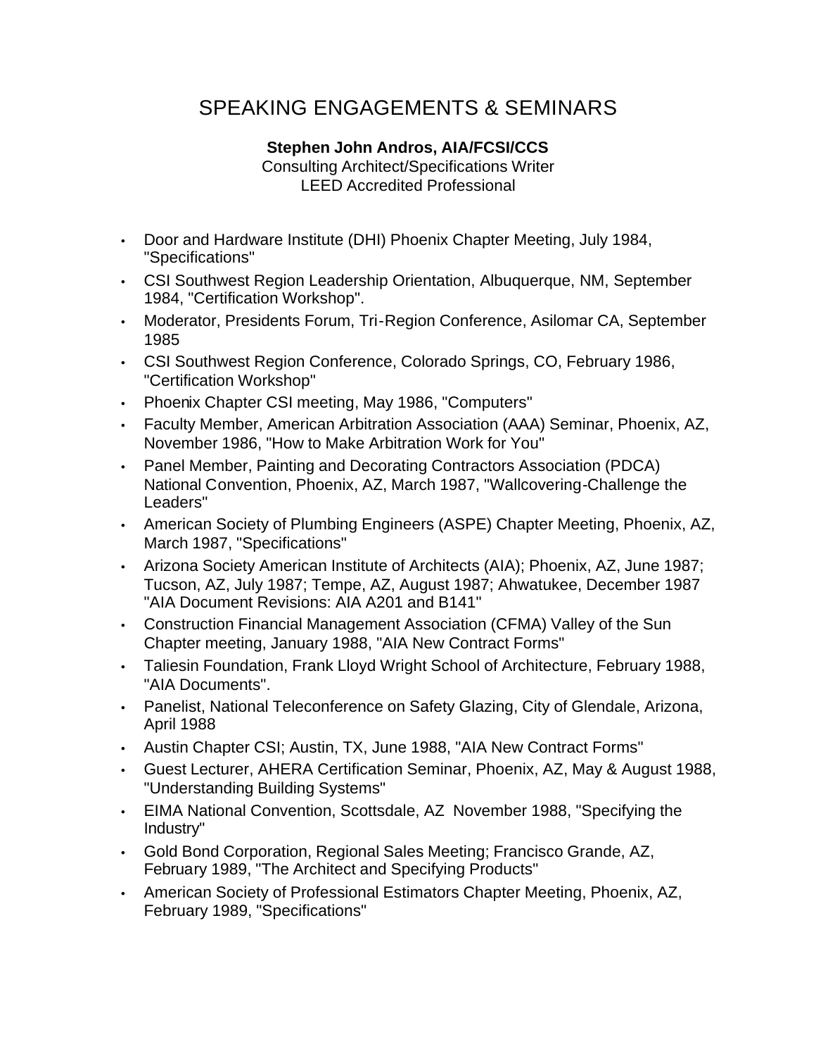# SPEAKING ENGAGEMENTS & SEMINARS

**Stephen John Andros, AIA/FCSI/CCS**
Consulting Architect/Specifications Writer
LEED Accredited Professional

- Door and Hardware Institute (DHI) Phoenix Chapter Meeting, July 1984, "Specifications"
- CSI Southwest Region Leadership Orientation, Albuquerque, NM, September 1984, "Certification Workshop".
- Moderator, Presidents Forum, Tri-Region Conference, Asilomar CA, September 1985
- CSI Southwest Region Conference, Colorado Springs, CO, February 1986, "Certification Workshop"
- Phoenix Chapter CSI meeting, May 1986, "Computers"
- Faculty Member, American Arbitration Association (AAA) Seminar, Phoenix, AZ, November 1986, "How to Make Arbitration Work for You"
- Panel Member, Painting and Decorating Contractors Association (PDCA) National Convention, Phoenix, AZ, March 1987, "Wallcovering-Challenge the Leaders"
- American Society of Plumbing Engineers (ASPE) Chapter Meeting, Phoenix, AZ, March 1987, "Specifications"
- Arizona Society American Institute of Architects (AIA); Phoenix, AZ, June 1987; Tucson, AZ, July 1987; Tempe, AZ, August 1987; Ahwatukee, December 1987 "AIA Document Revisions: AIA A201 and B141"
- Construction Financial Management Association (CFMA) Valley of the Sun Chapter meeting, January 1988, "AIA New Contract Forms"
- Taliesin Foundation, Frank Lloyd Wright School of Architecture, February 1988, "AIA Documents".
- Panelist, National Teleconference on Safety Glazing, City of Glendale, Arizona, April 1988
- Austin Chapter CSI; Austin, TX, June 1988, "AIA New Contract Forms"
- Guest Lecturer, AHERA Certification Seminar, Phoenix, AZ, May & August 1988, "Understanding Building Systems"
- EIMA National Convention, Scottsdale, AZ November 1988, "Specifying the Industry"
- Gold Bond Corporation, Regional Sales Meeting; Francisco Grande, AZ, February 1989, "The Architect and Specifying Products"
- American Society of Professional Estimators Chapter Meeting, Phoenix, AZ, February 1989, "Specifications"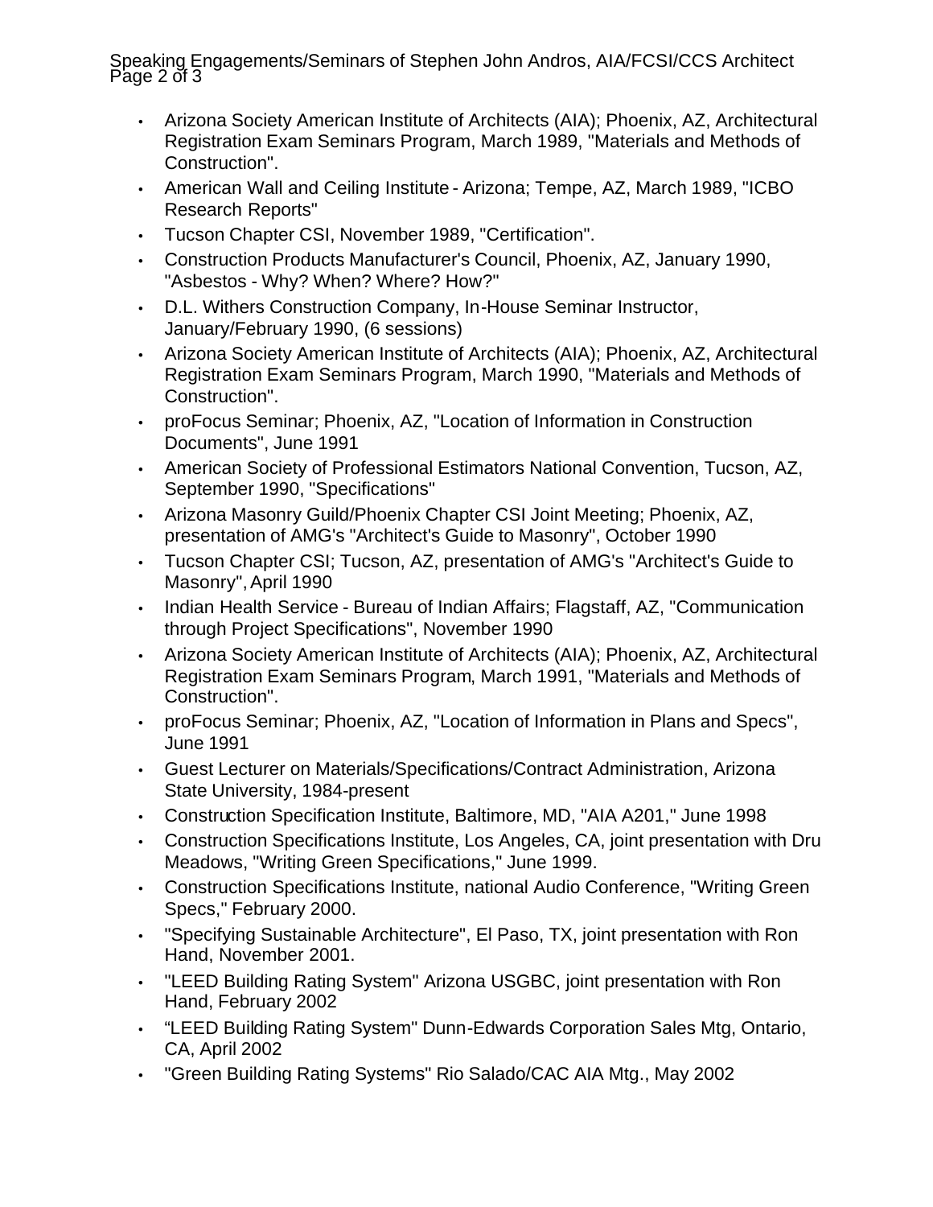- Arizona Society American Institute of Architects (AIA); Phoenix, AZ, Architectural Registration Exam Seminars Program, March 1989, "Materials and Methods of Construction".
- American Wall and Ceiling Institute - Arizona; Tempe, AZ, March 1989, "ICBO Research Reports"
- Tucson Chapter CSI, November 1989, "Certification".
- Construction Products Manufacturer's Council, Phoenix, AZ, January 1990, "Asbestos - Why? When? Where? How?"
- D.L. Withers Construction Company, In-House Seminar Instructor, January/February 1990, (6 sessions)
- Arizona Society American Institute of Architects (AIA); Phoenix, AZ, Architectural Registration Exam Seminars Program, March 1990, "Materials and Methods of Construction".
- proFocus Seminar; Phoenix, AZ, "Location of Information in Construction Documents", June 1991
- American Society of Professional Estimators National Convention, Tucson, AZ, September 1990, "Specifications"
- Arizona Masonry Guild/Phoenix Chapter CSI Joint Meeting; Phoenix, AZ, presentation of AMG's "Architect's Guide to Masonry", October 1990
- Tucson Chapter CSI; Tucson, AZ, presentation of AMG's "Architect's Guide to Masonry", April 1990
- Indian Health Service - Bureau of Indian Affairs; Flagstaff, AZ, "Communication through Project Specifications", November 1990
- Arizona Society American Institute of Architects (AIA); Phoenix, AZ, Architectural Registration Exam Seminars Program, March 1991, "Materials and Methods of Construction".
- proFocus Seminar; Phoenix, AZ, "Location of Information in Plans and Specs", June 1991
- Guest Lecturer on Materials/Specifications/Contract Administration, Arizona State University, 1984-present
- Construction Specification Institute, Baltimore, MD, "AIA A201," June 1998
- Construction Specifications Institute, Los Angeles, CA, joint presentation with Dru Meadows, "Writing Green Specifications," June 1999.
- Construction Specifications Institute, national Audio Conference, "Writing Green Specs," February 2000.
- "Specifying Sustainable Architecture", El Paso, TX, joint presentation with Ron Hand, November 2001.
- "LEED Building Rating System" Arizona USGBC, joint presentation with Ron Hand, February 2002
- "LEED Building Rating System" Dunn-Edwards Corporation Sales Mtg, Ontario, CA, April 2002
- "Green Building Rating Systems" Rio Salado/CAC AIA Mtg., May 2002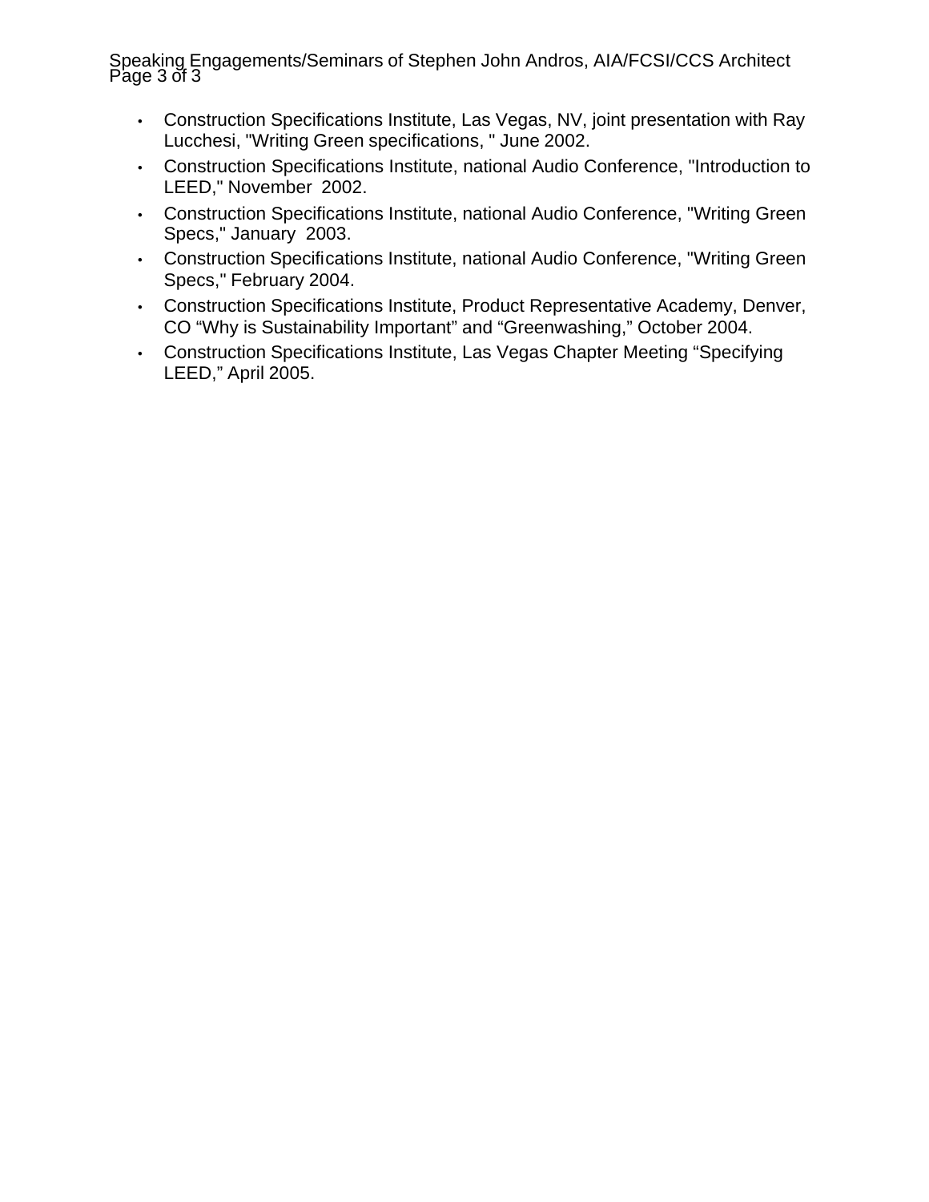- Construction Specifications Institute, Las Vegas, NV, joint presentation with Ray Lucchesi, "Writing Green specifications, " June 2002.
- Construction Specifications Institute, national Audio Conference, "Introduction to LEED," November 2002.
- Construction Specifications Institute, national Audio Conference, "Writing Green Specs," January 2003.
- Construction Specifications Institute, national Audio Conference, "Writing Green Specs," February 2004.
- Construction Specifications Institute, Product Representative Academy, Denver, CO “Why is Sustainability Important” and “Greenwashing,” October 2004.
- Construction Specifications Institute, Las Vegas Chapter Meeting “Specifying LEED,” April 2005.